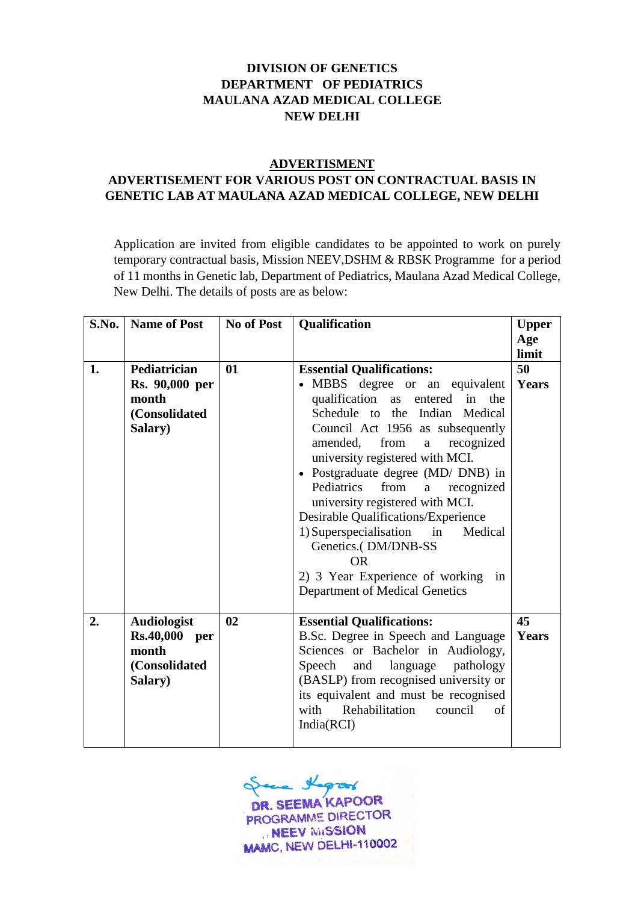**DIVISION OF GENETICS**
**DEPARTMENT OF PEDIATRICS**
**MAULANA AZAD MEDICAL COLLEGE**
**NEW DELHI**

## ADVERTISMENT

## ADVERTISEMENT FOR VARIOUS POST ON CONTRACTUAL BASIS IN GENETIC LAB AT MAULANA AZAD MEDICAL COLLEGE, NEW DELHI

Application are invited from eligible candidates to be appointed to work on purely temporary contractual basis, Mission NEEV,DSHM & RBSK Programme for a period of 11 months in Genetic lab, Department of Pediatrics, Maulana Azad Medical College, New Delhi. The details of posts are as below:

| S.No. | Name of Post | No of Post | Qualification | Upper Age limit |
|---|---|---|---|---|
| **1.** | **Pediatrician Rs. 90,000 per month (Consolidated Salary)** | **01** | **Essential Qualifications:**<br>• MBBS degree or an equivalent qualification as entered in the Schedule to the Indian Medical Council Act 1956 as subsequently amended, from a recognized university registered with MCI.<br>• Postgraduate degree (MD/ DNB) in Pediatrics from a recognized university registered with MCI.<br>Desirable Qualifications/Experience<br>1) Superspecialisation in Medical Genetics.( DM/DNB-SS<br>OR<br>2) 3 Year Experience of working in Department of Medical Genetics | **50 Years** |
| **2.** | **Audiologist Rs.40,000 per month (Consolidated Salary)** | **02** | **Essential Qualifications:**<br>B.Sc. Degree in Speech and Language Sciences or Bachelor in Audiology, Speech and language pathology (BASLP) from recognised university or its equivalent and must be recognised with Rehabilitation council of India(RCI) | **45 Years** |

DR. SEEMA KAPOOR
PROGRAMME DIRECTOR
NEEV MISSION
MAMC, NEW DELHI-110002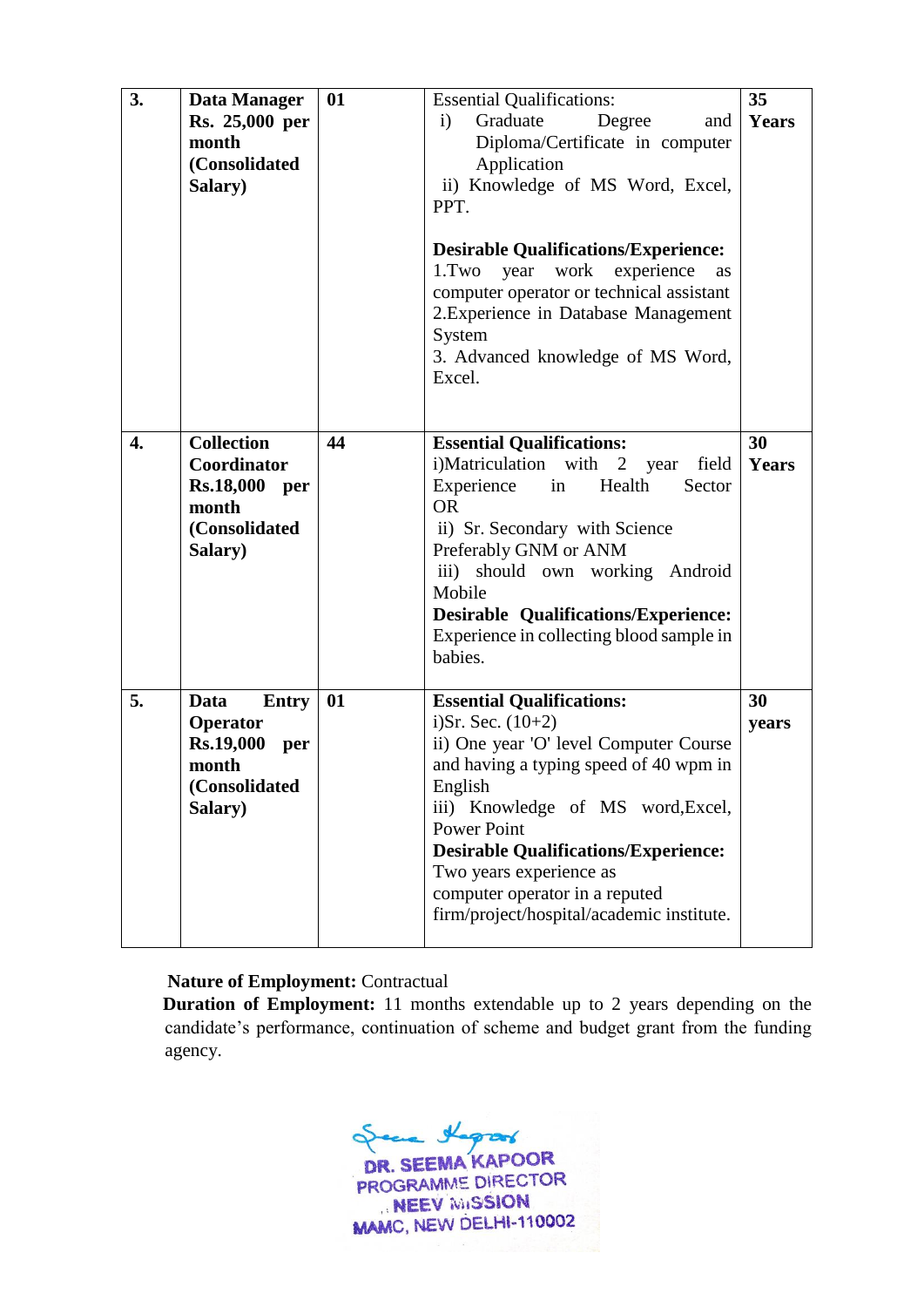| | | | | |
|---|---|---|---|---|
| **3.** | **Data Manager Rs. 25,000 per month (Consolidated Salary)** | **01** | Essential Qualifications:<br>i) Graduate Degree and Diploma/Certificate in computer Application<br>ii) Knowledge of MS Word, Excel, PPT.<br><br>**Desirable Qualifications/Experience:**<br>1.Two year work experience as computer operator or technical assistant<br>2.Experience in Database Management System<br>3. Advanced knowledge of MS Word, Excel. | **35 Years** |
| **4.** | **Collection Coordinator Rs.18,000 per month (Consolidated Salary)** | **44** | **Essential Qualifications:**<br>i)Matriculation with 2 year field Experience in Health Sector<br>OR<br>ii) Sr. Secondary with Science Preferably GNM or ANM<br>iii) should own working Android Mobile<br>**Desirable Qualifications/Experience:**<br>Experience in collecting blood sample in babies. | **30 Years** |
| **5.** | **Data Entry Operator Rs.19,000 per month (Consolidated Salary)** | **01** | **Essential Qualifications:**<br>i)Sr. Sec. (10+2)<br>ii) One year 'O' level Computer Course and having a typing speed of 40 wpm in English<br>iii) Knowledge of MS word,Excel, Power Point<br>**Desirable Qualifications/Experience:**<br>Two years experience as computer operator in a reputed firm/project/hospital/academic institute. | **30 years** |

**Nature of Employment:** Contractual

**Duration of Employment:** 11 months extendable up to 2 years depending on the candidate's performance, continuation of scheme and budget grant from the funding agency.

DR. SEEMA KAPOOR
PROGRAMME DIRECTOR
NEEV MISSION
MAMC, NEW DELHI-110002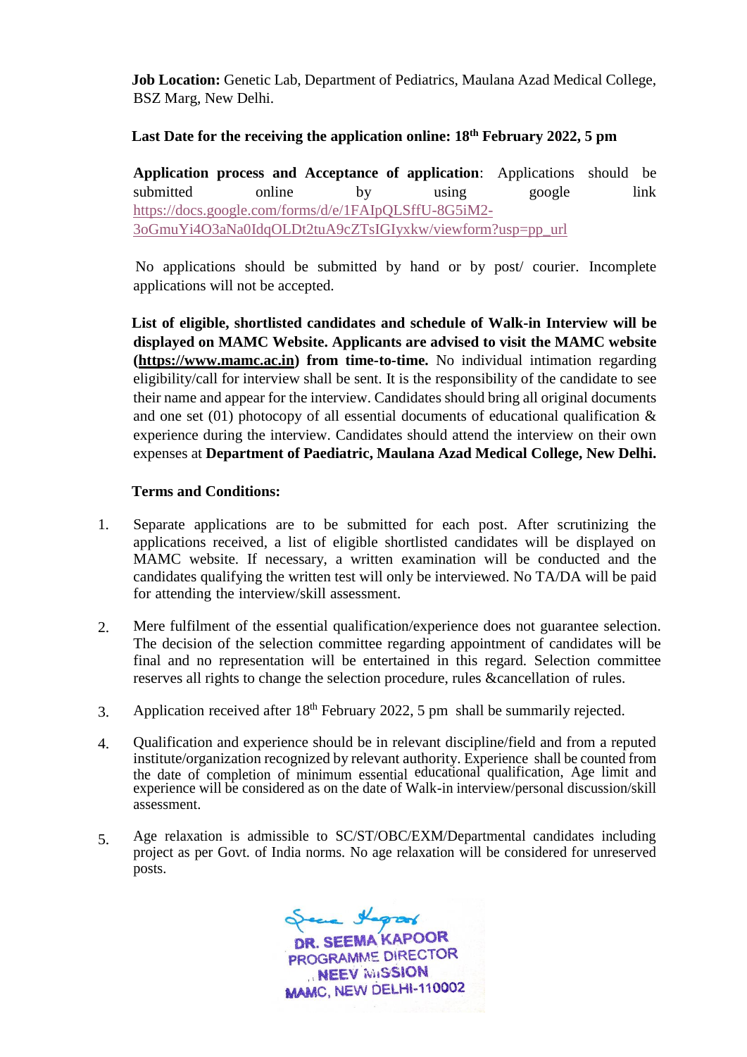**Job Location:** Genetic Lab, Department of Pediatrics, Maulana Azad Medical College, BSZ Marg, New Delhi.

**Last Date for the receiving the application online: 18th February 2022, 5 pm**

**Application process and Acceptance of application**: Applications should be submitted online by using google link https://docs.google.com/forms/d/e/1FAIpQLSffU-8G5iM2-3oGmuYi4O3aNa0IdqOLDt2tuA9cZTsIGIyxkw/viewform?usp=pp_url

No applications should be submitted by hand or by post/ courier. Incomplete applications will not be accepted.

**List of eligible, shortlisted candidates and schedule of Walk-in Interview will be displayed on MAMC Website. Applicants are advised to visit the MAMC website (https://www.mamc.ac.in) from time-to-time.** No individual intimation regarding eligibility/call for interview shall be sent. It is the responsibility of the candidate to see their name and appear for the interview. Candidates should bring all original documents and one set (01) photocopy of all essential documents of educational qualification & experience during the interview. Candidates should attend the interview on their own expenses at **Department of Paediatric, Maulana Azad Medical College, New Delhi.**

**Terms and Conditions:**

1. Separate applications are to be submitted for each post. After scrutinizing the applications received, a list of eligible shortlisted candidates will be displayed on MAMC website. If necessary, a written examination will be conducted and the candidates qualifying the written test will only be interviewed. No TA/DA will be paid for attending the interview/skill assessment.

2. Mere fulfilment of the essential qualification/experience does not guarantee selection. The decision of the selection committee regarding appointment of candidates will be final and no representation will be entertained in this regard. Selection committee reserves all rights to change the selection procedure, rules &cancellation of rules.

3. Application received after 18th February 2022, 5 pm shall be summarily rejected.

4. Qualification and experience should be in relevant discipline/field and from a reputed institute/organization recognized by relevant authority. Experience shall be counted from the date of completion of minimum essential educational qualification, Age limit and experience will be considered as on the date of Walk-in interview/personal discussion/skill assessment.

5. Age relaxation is admissible to SC/ST/OBC/EXM/Departmental candidates including project as per Govt. of India norms. No age relaxation will be considered for unreserved posts.

Seema Kapoor
DR. SEEMA KAPOOR
PROGRAMME DIRECTOR
NEEV MISSION
MAMC, NEW DELHI-110002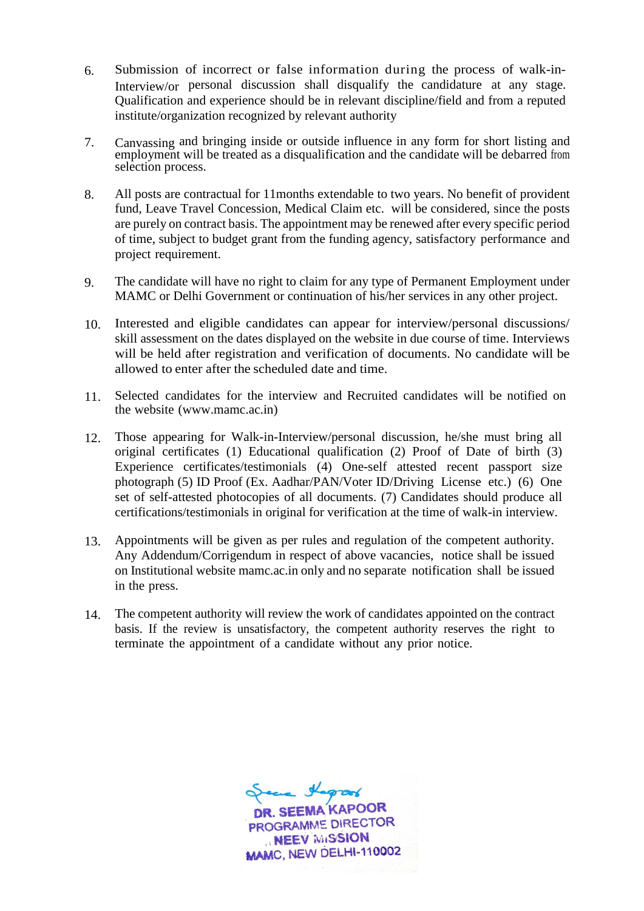6. Submission of incorrect or false information during the process of walk-in-Interview/or personal discussion shall disqualify the candidature at any stage. Qualification and experience should be in relevant discipline/field and from a reputed institute/organization recognized by relevant authority

7. Canvassing and bringing inside or outside influence in any form for short listing and employment will be treated as a disqualification and the candidate will be debarred from selection process.

8. All posts are contractual for 11months extendable to two years. No benefit of provident fund, Leave Travel Concession, Medical Claim etc. will be considered, since the posts are purely on contract basis. The appointment may be renewed after every specific period of time, subject to budget grant from the funding agency, satisfactory performance and project requirement.

9. The candidate will have no right to claim for any type of Permanent Employment under MAMC or Delhi Government or continuation of his/her services in any other project.

10. Interested and eligible candidates can appear for interview/personal discussions/ skill assessment on the dates displayed on the website in due course of time. Interviews will be held after registration and verification of documents. No candidate will be allowed to enter after the scheduled date and time.

11. Selected candidates for the interview and Recruited candidates will be notified on the website (www.mamc.ac.in)

12. Those appearing for Walk-in-Interview/personal discussion, he/she must bring all original certificates (1) Educational qualification (2) Proof of Date of birth (3) Experience certificates/testimonials (4) One-self attested recent passport size photograph (5) ID Proof (Ex. Aadhar/PAN/Voter ID/Driving License etc.) (6) One set of self-attested photocopies of all documents. (7) Candidates should produce all certifications/testimonials in original for verification at the time of walk-in interview.

13. Appointments will be given as per rules and regulation of the competent authority. Any Addendum/Corrigendum in respect of above vacancies, notice shall be issued on Institutional website mamc.ac.in only and no separate notification shall be issued in the press.

14. The competent authority will review the work of candidates appointed on the contract basis. If the review is unsatisfactory, the competent authority reserves the right to terminate the appointment of a candidate without any prior notice.

Seema Kapoor

**DR. SEEMA KAPOOR**
**PROGRAMME DIRECTOR**
**NEEV MISSION**
**MAMC, NEW DELHI-110002**